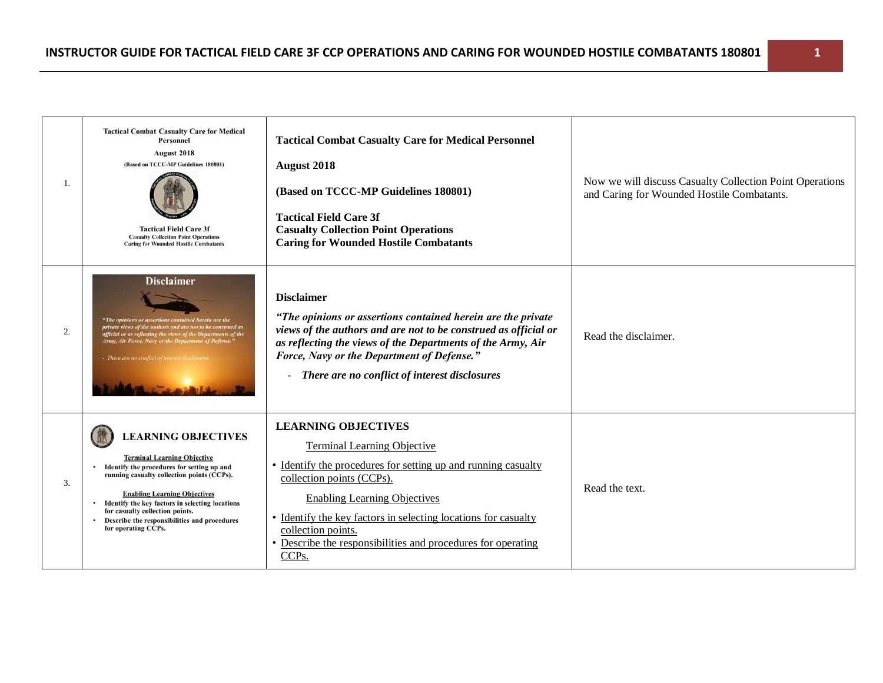# INSTRUCTOR GUIDE FOR TACTICAL FIELD CARE 3F CCP OPERATIONS AND CARING FOR WOUNDED HOSTILE COMBATANTS 180801

| # | Slide | Slide Text | Instructor Notes |
|---|---|---|---|
| 1. | Tactical Combat Casualty Care for Medical Personnel August 2018 (Based on TCCC-MP Guidelines 180801) Tactical Field Care 3f Casualty Collection Point Operations Caring for Wounded Hostile Combatants | **Tactical Combat Casualty Care for Medical Personnel**<br><br>**August 2018**<br><br>**(Based on TCCC-MP Guidelines 180801)**<br><br>**Tactical Field Care 3f**<br>**Casualty Collection Point Operations**<br>**Caring for Wounded Hostile Combatants** | Now we will discuss Casualty Collection Point Operations and Caring for Wounded Hostile Combatants. |
| 2. | Disclaimer "The opinions or assertions contained herein are the private views of the authors and are not to be construed as official or as reflecting the views of the Departments of the Army, Air Force, Navy or the Department of Defense." - There are no conflict of interest disclosures | **Disclaimer**<br><br>***"The opinions or assertions contained herein are the private views of the authors and are not to be construed as official or as reflecting the views of the Departments of the Army, Air Force, Navy or the Department of Defense."***<br><br>- ***There are no conflict of interest disclosures*** | Read the disclaimer. |
| 3. | LEARNING OBJECTIVES Terminal Learning Objective • Identify the procedures for setting up and running casualty collection points (CCPs). Enabling Learning Objectives • Identify the key factors in selecting locations for casualty collection points. • Describe the responsibilities and procedures for operating CCPs. | **LEARNING OBJECTIVES**<br><br><u>Terminal Learning Objective</u><br>• <u>Identify the procedures for setting up and running casualty collection points (CCPs).</u><br><br><u>Enabling Learning Objectives</u><br>• <u>Identify the key factors in selecting locations for casualty collection points.</u><br>• <u>Describe the responsibilities and procedures for operating CCPs.</u> | Read the text. |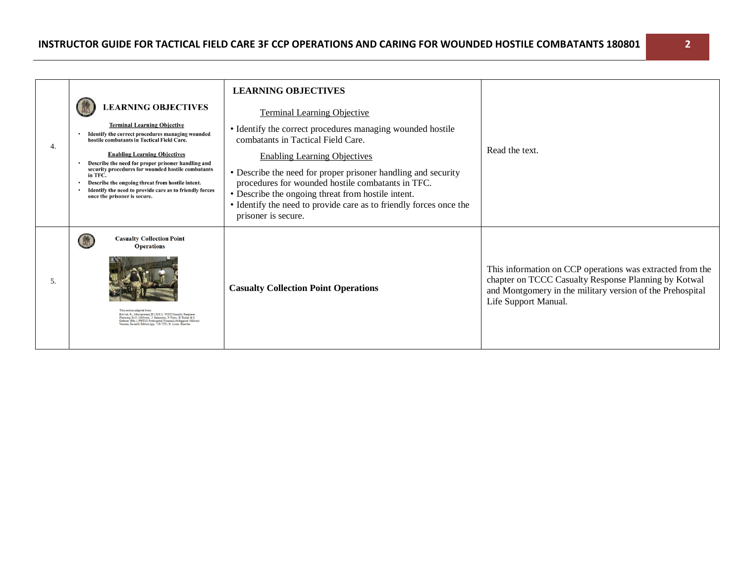| | | | |
|---|---|---|---|
| 4. | **LEARNING OBJECTIVES**<br><br>Terminal Learning Objective<br>• Identify the correct procedures managing wounded hostile combatants in Tactical Field Care.<br><br>Enabling Learning Objectives<br>• Describe the need for proper prisoner handling and security procedures for wounded hostile combatants in TFC.<br>• Describe the ongoing threat from hostile intent.<br>• Identify the need to provide care as to friendly forces once the prisoner is secure. | **LEARNING OBJECTIVES**<br><br>Terminal Learning Objective<br>• Identify the correct procedures managing wounded hostile combatants in Tactical Field Care.<br><br>Enabling Learning Objectives<br>• Describe the need for proper prisoner handling and security procedures for wounded hostile combatants in TFC.<br>• Describe the ongoing threat from hostile intent.<br>• Identify the need to provide care as to friendly forces once the prisoner is secure. | Read the text. |
| 5. | **Casualty Collection Point Operations**<br><br>This section adapted from: Kotwal, R., Montgomery, H. (2011). TCCC Casualty Response Planning. In N. McSwain, J. Salomone, P. Pons, B. Butler & S. Giebner (Eds.), PHTLS Prehospital Trauma Life Support: Military Version, Seventh Edition (pp. 719-735). St. Louis: Elsevier. | **Casualty Collection Point Operations** | This information on CCP operations was extracted from the chapter on TCCC Casualty Response Planning by Kotwal and Montgomery in the military version of the Prehospital Life Support Manual. |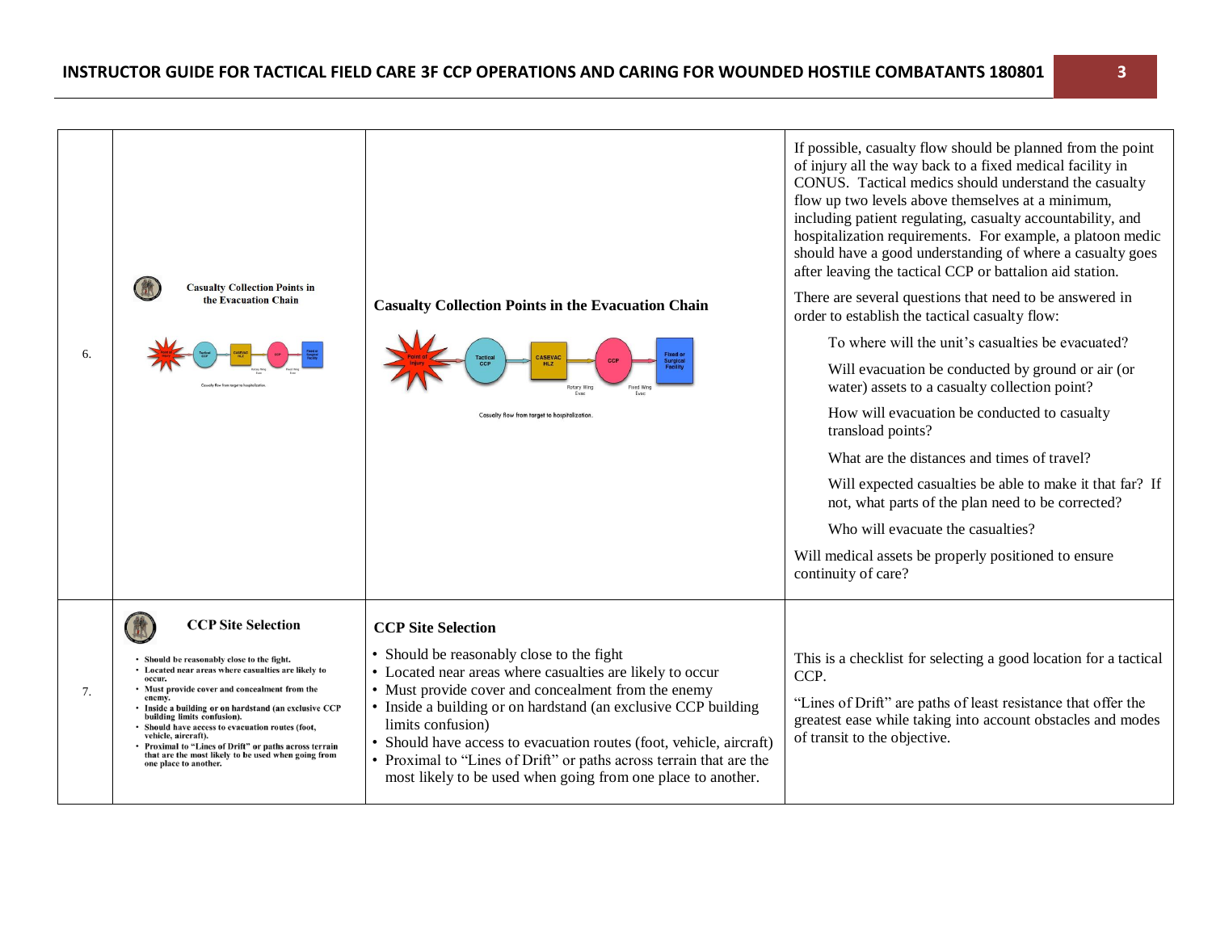| | | | |
|---|---|---|---|
| 6. | Casualty Collection Points in the Evacuation Chain | **Casualty Collection Points in the Evacuation Chain**<br><br>Point of Injury → Tactical CCP → CASEVAC HLZ → CCP → Fixed or Surgical Facility<br>Rotary Wing Evac; Fixed Wing Evac<br>Casualty flow from target to hospitalization. | If possible, casualty flow should be planned from the point of injury all the way back to a fixed medical facility in CONUS. Tactical medics should understand the casualty flow up two levels above themselves at a minimum, including patient regulating, casualty accountability, and hospitalization requirements. For example, a platoon medic should have a good understanding of where a casualty goes after leaving the tactical CCP or battalion aid station.<br><br>There are several questions that need to be answered in order to establish the tactical casualty flow:<br><br>To where will the unit's casualties be evacuated?<br><br>Will evacuation be conducted by ground or air (or water) assets to a casualty collection point?<br><br>How will evacuation be conducted to casualty transload points?<br><br>What are the distances and times of travel?<br><br>Will expected casualties be able to make it that far? If not, what parts of the plan need to be corrected?<br><br>Who will evacuate the casualties?<br><br>Will medical assets be properly positioned to ensure continuity of care? |
| 7. | CCP Site Selection<br>• Should be reasonably close to the fight.<br>• Located near areas where casualties are likely to occur.<br>• Must provide cover and concealment from the enemy.<br>• Inside a building or on hardstand (an exclusive CCP building limits confusion).<br>• Should have access to evacuation routes (foot, vehicle, aircraft).<br>• Proximal to "Lines of Drift" or paths across terrain that are the most likely to be used when going from one place to another. | **CCP Site Selection**<br>• Should be reasonably close to the fight<br>• Located near areas where casualties are likely to occur<br>• Must provide cover and concealment from the enemy<br>• Inside a building or on hardstand (an exclusive CCP building limits confusion)<br>• Should have access to evacuation routes (foot, vehicle, aircraft)<br>• Proximal to "Lines of Drift" or paths across terrain that are the most likely to be used when going from one place to another. | This is a checklist for selecting a good location for a tactical CCP.<br><br>"Lines of Drift" are paths of least resistance that offer the greatest ease while taking into account obstacles and modes of transit to the objective. |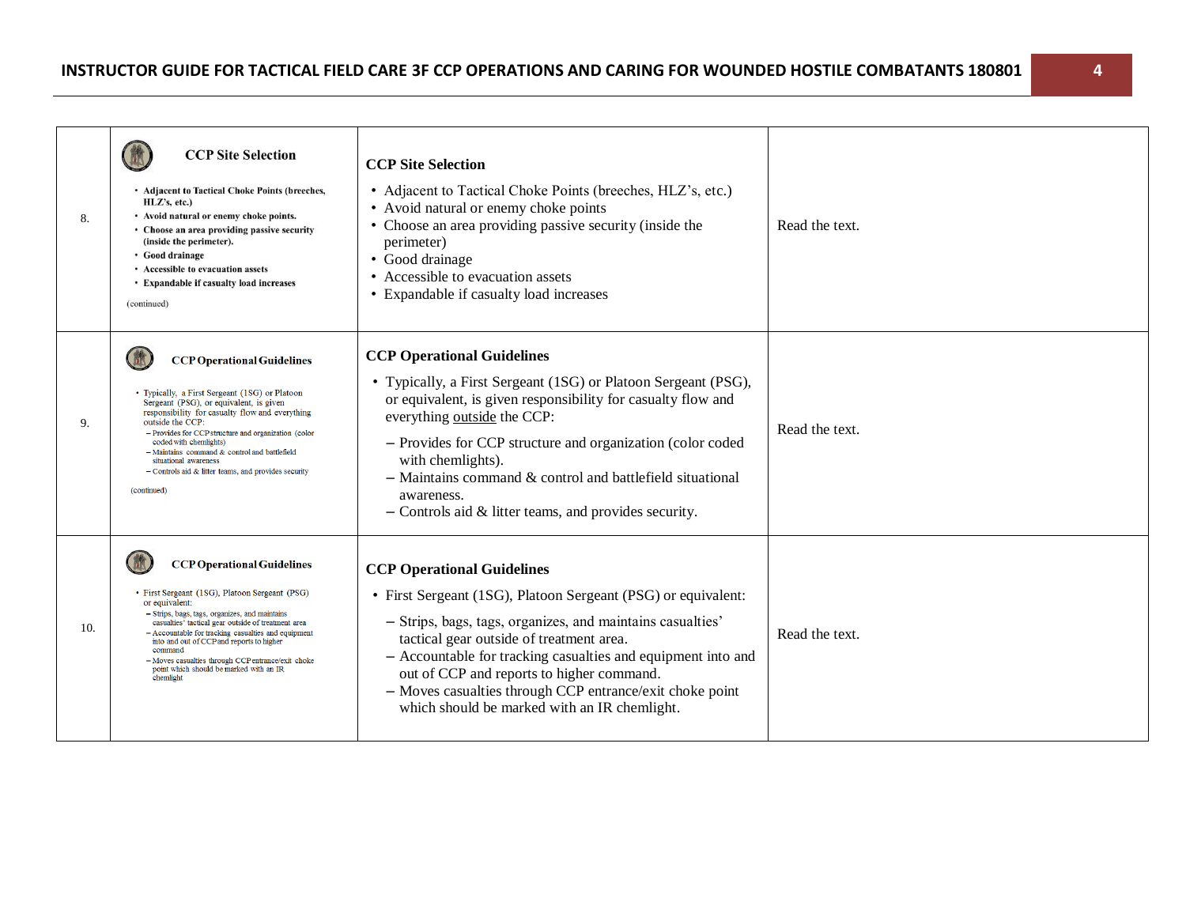| | | | |
|---|---|---|---|
| 8. | **CCP Site Selection**<br>• Adjacent to Tactical Choke Points (breeches, HLZ's, etc.)<br>• Avoid natural or enemy choke points.<br>• Choose an area providing passive security (inside the perimeter).<br>• Good drainage<br>• Accessible to evacuation assets<br>• Expandable if casualty load increases<br>(continued) | **CCP Site Selection**<br>• Adjacent to Tactical Choke Points (breeches, HLZ's, etc.)<br>• Avoid natural or enemy choke points<br>• Choose an area providing passive security (inside the perimeter)<br>• Good drainage<br>• Accessible to evacuation assets<br>• Expandable if casualty load increases | Read the text. |
| 9. | **CCP Operational Guidelines**<br>• Typically, a First Sergeant (1SG) or Platoon Sergeant (PSG), or equivalent, is given responsibility for casualty flow and everything outside the CCP:<br>– Provides for CCP structure and organization (color coded with chemlights)<br>– Maintains command & control and battlefield situational awareness<br>– Controls aid & litter teams, and provides security<br>(continued) | **CCP Operational Guidelines**<br>• Typically, a First Sergeant (1SG) or Platoon Sergeant (PSG), or equivalent, is given responsibility for casualty flow and everything <u>outside</u> the CCP:<br>– Provides for CCP structure and organization (color coded with chemlights).<br>– Maintains command & control and battlefield situational awareness.<br>– Controls aid & litter teams, and provides security. | Read the text. |
| 10. | **CCP Operational Guidelines**<br>• First Sergeant (1SG), Platoon Sergeant (PSG) or equivalent:<br>– Strips, bags, tags, organizes, and maintains casualties' tactical gear outside of treatment area<br>– Accountable for tracking casualties and equipment into and out of CCP and reports to higher command<br>– Moves casualties through CCP entrance/exit choke point which should be marked with an IR chemlight | **CCP Operational Guidelines**<br>• First Sergeant (1SG), Platoon Sergeant (PSG) or equivalent:<br>– Strips, bags, tags, organizes, and maintains casualties' tactical gear outside of treatment area.<br>– Accountable for tracking casualties and equipment into and out of CCP and reports to higher command.<br>– Moves casualties through CCP entrance/exit choke point which should be marked with an IR chemlight. | Read the text. |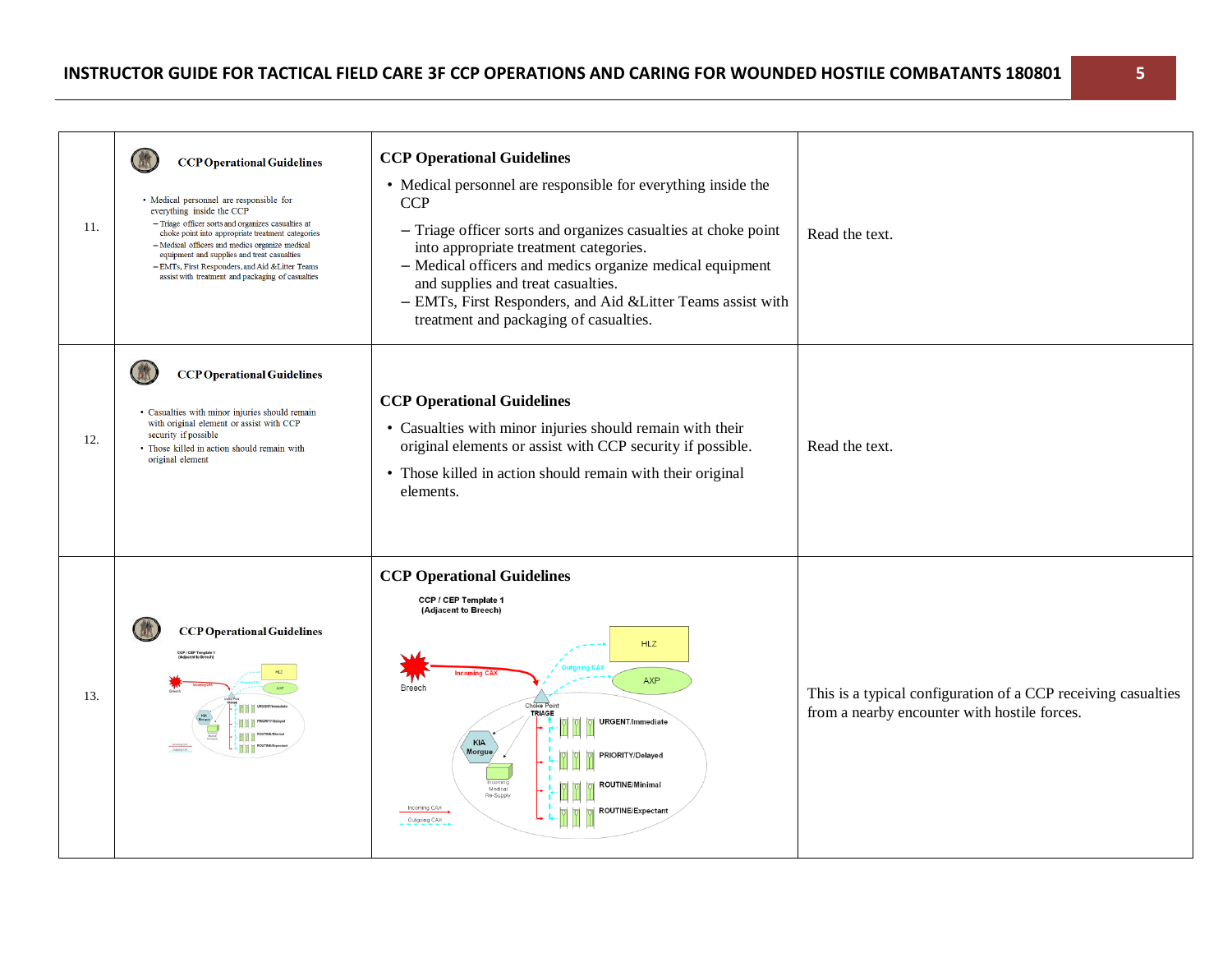| | | | |
|---|---|---|---|
| 11. | **CCP Operational Guidelines** • Medical personnel are responsible for everything inside the CCP – Triage officer sorts and organizes casualties at choke point into appropriate treatment categories – Medical officers and medics organize medical equipment and supplies and treat casualties – EMTs, First Responders, and Aid &Litter Teams assist with treatment and packaging of casualties | **CCP Operational Guidelines** <br>• Medical personnel are responsible for everything inside the CCP <br>– Triage officer sorts and organizes casualties at choke point into appropriate treatment categories. <br>– Medical officers and medics organize medical equipment and supplies and treat casualties. <br>– EMTs, First Responders, and Aid &Litter Teams assist with treatment and packaging of casualties. | Read the text. |
| 12. | **CCP Operational Guidelines** • Casualties with minor injuries should remain with original element or assist with CCP security if possible • Those killed in action should remain with original element | **CCP Operational Guidelines** <br>• Casualties with minor injuries should remain with their original elements or assist with CCP security if possible. <br>• Those killed in action should remain with their original elements. | Read the text. |
| 13. | **CCP Operational Guidelines** | **CCP Operational Guidelines** <br>CCP / CEP Template 1 (Adjacent to Breech) <br>Breech; Incoming CAX; Outgoing CAX; HLZ; AXP; Choke Point TRIAGE; KIA Morgue; Incoming Medical Re-Supply; URGENT/Immediate; PRIORITY/Delayed; ROUTINE/Minimal; ROUTINE/Expectant; Incoming CAX; Outgoing CAX | This is a typical configuration of a CCP receiving casualties from a nearby encounter with hostile forces. |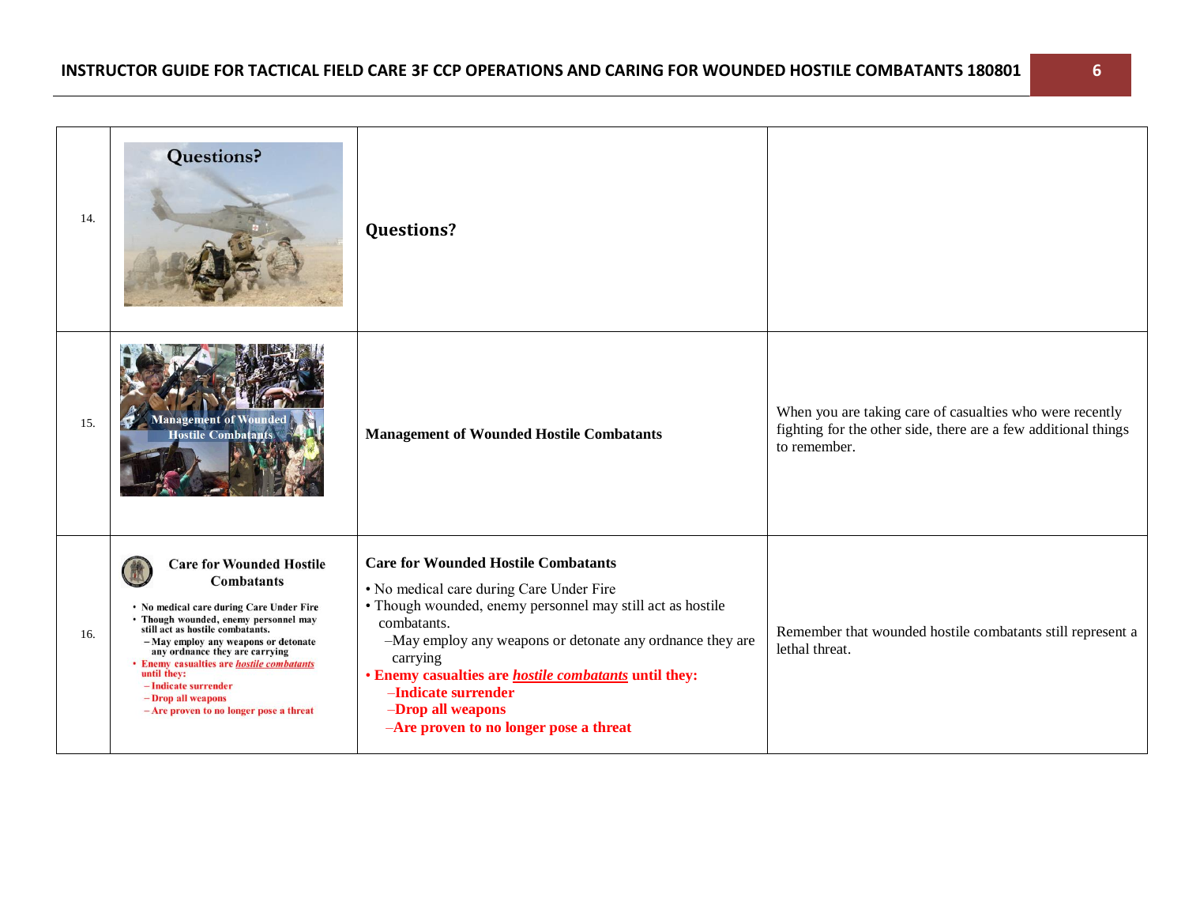| | | | |
|---|---|---|---|
| 14. | Questions? | **Questions?** | |
| 15. | Management of Wounded Hostile Combatants | **Management of Wounded Hostile Combatants** | When you are taking care of casualties who were recently fighting for the other side, there are a few additional things to remember. |
| 16. | **Care for Wounded Hostile Combatants**<br>• No medical care during Care Under Fire<br>• Though wounded, enemy personnel may still act as hostile combatants.<br>– May employ any weapons or detonate any ordnance they are carrying<br>• Enemy casualties are ***hostile combatants*** until they:<br>– Indicate surrender<br>– Drop all weapons<br>– Are proven to no longer pose a threat | **Care for Wounded Hostile Combatants**<br>• No medical care during Care Under Fire<br>• Though wounded, enemy personnel may still act as hostile combatants.<br>–May employ any weapons or detonate any ordnance they are carrying<br>**• Enemy casualties are *hostile combatants* until they:**<br>**–Indicate surrender**<br>**–Drop all weapons**<br>**–Are proven to no longer pose a threat** | Remember that wounded hostile combatants still represent a lethal threat. |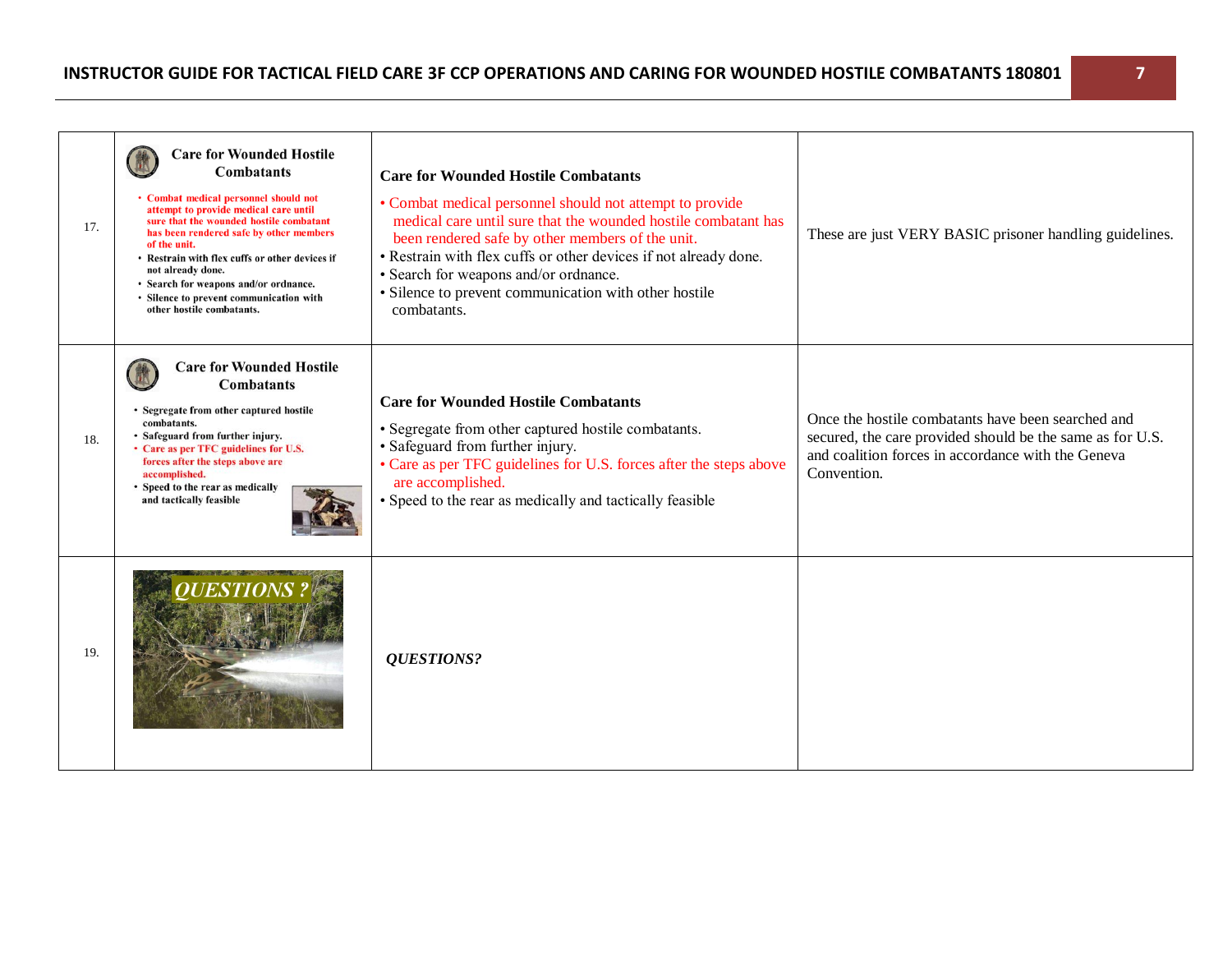| | | | |
|---|---|---|---|
| 17. | **Care for Wounded Hostile Combatants**<br>• Combat medical personnel should not attempt to provide medical care until sure that the wounded hostile combatant has been rendered safe by other members of the unit.<br>• Restrain with flex cuffs or other devices if not already done.<br>• Search for weapons and/or ordnance.<br>• Silence to prevent communication with other hostile combatants. | **Care for Wounded Hostile Combatants**<br>• Combat medical personnel should not attempt to provide medical care until sure that the wounded hostile combatant has been rendered safe by other members of the unit.<br>• Restrain with flex cuffs or other devices if not already done.<br>• Search for weapons and/or ordnance.<br>• Silence to prevent communication with other hostile combatants. | These are just VERY BASIC prisoner handling guidelines. |
| 18. | **Care for Wounded Hostile Combatants**<br>• Segregate from other captured hostile combatants.<br>• Safeguard from further injury.<br>• Care as per TFC guidelines for U.S. forces after the steps above accomplished.<br>• Speed to the rear as medically and tactically feasible | **Care for Wounded Hostile Combatants**<br>• Segregate from other captured hostile combatants.<br>• Safeguard from further injury.<br>• Care as per TFC guidelines for U.S. forces after the steps above are accomplished.<br>• Speed to the rear as medically and tactically feasible | Once the hostile combatants have been searched and secured, the care provided should be the same as for U.S. and coalition forces in accordance with the Geneva Convention. |
| 19. | QUESTIONS ? | ***QUESTIONS?*** | |